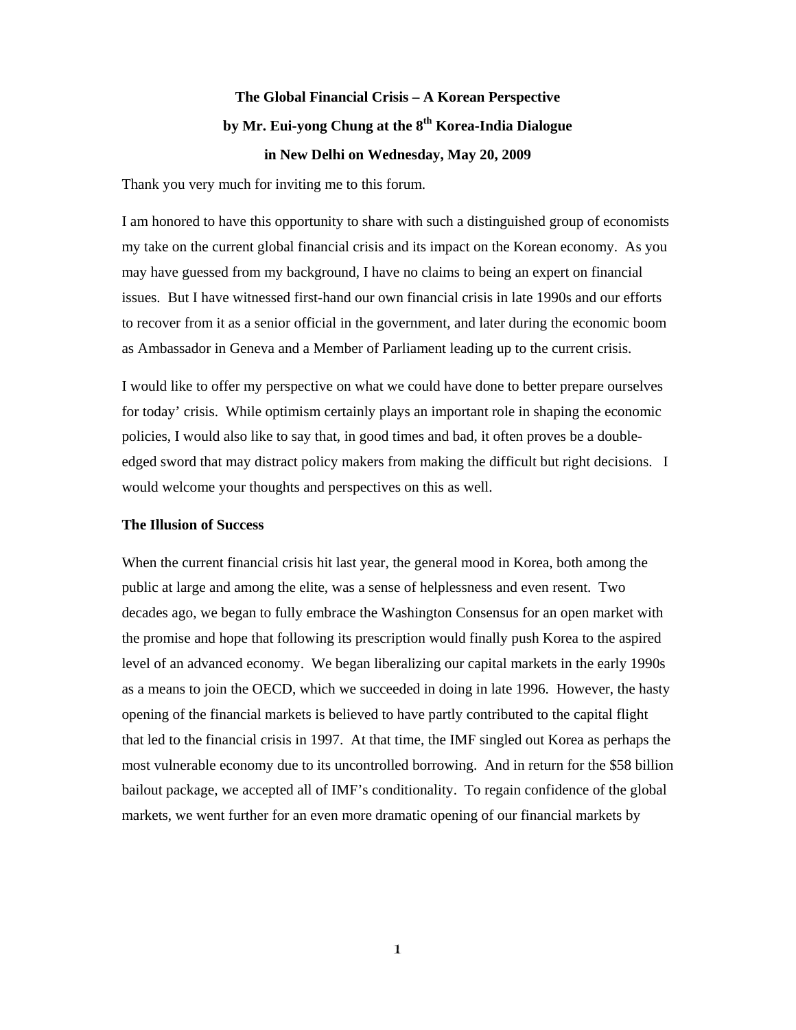# The Global Financial Crisis – A Korean Perspective
## by Mr. Eui-yong Chung at the 8th Korea-India Dialogue
## in New Delhi on Wednesday, May 20, 2009

Thank you very much for inviting me to this forum.

I am honored to have this opportunity to share with such a distinguished group of economists my take on the current global financial crisis and its impact on the Korean economy. As you may have guessed from my background, I have no claims to being an expert on financial issues. But I have witnessed first-hand our own financial crisis in late 1990s and our efforts to recover from it as a senior official in the government, and later during the economic boom as Ambassador in Geneva and a Member of Parliament leading up to the current crisis.

I would like to offer my perspective on what we could have done to better prepare ourselves for today' crisis. While optimism certainly plays an important role in shaping the economic policies, I would also like to say that, in good times and bad, it often proves be a double-edged sword that may distract policy makers from making the difficult but right decisions. I would welcome your thoughts and perspectives on this as well.

**The Illusion of Success**

When the current financial crisis hit last year, the general mood in Korea, both among the public at large and among the elite, was a sense of helplessness and even resent. Two decades ago, we began to fully embrace the Washington Consensus for an open market with the promise and hope that following its prescription would finally push Korea to the aspired level of an advanced economy. We began liberalizing our capital markets in the early 1990s as a means to join the OECD, which we succeeded in doing in late 1996. However, the hasty opening of the financial markets is believed to have partly contributed to the capital flight that led to the financial crisis in 1997. At that time, the IMF singled out Korea as perhaps the most vulnerable economy due to its uncontrolled borrowing. And in return for the $58 billion bailout package, we accepted all of IMF's conditionality. To regain confidence of the global markets, we went further for an even more dramatic opening of our financial markets by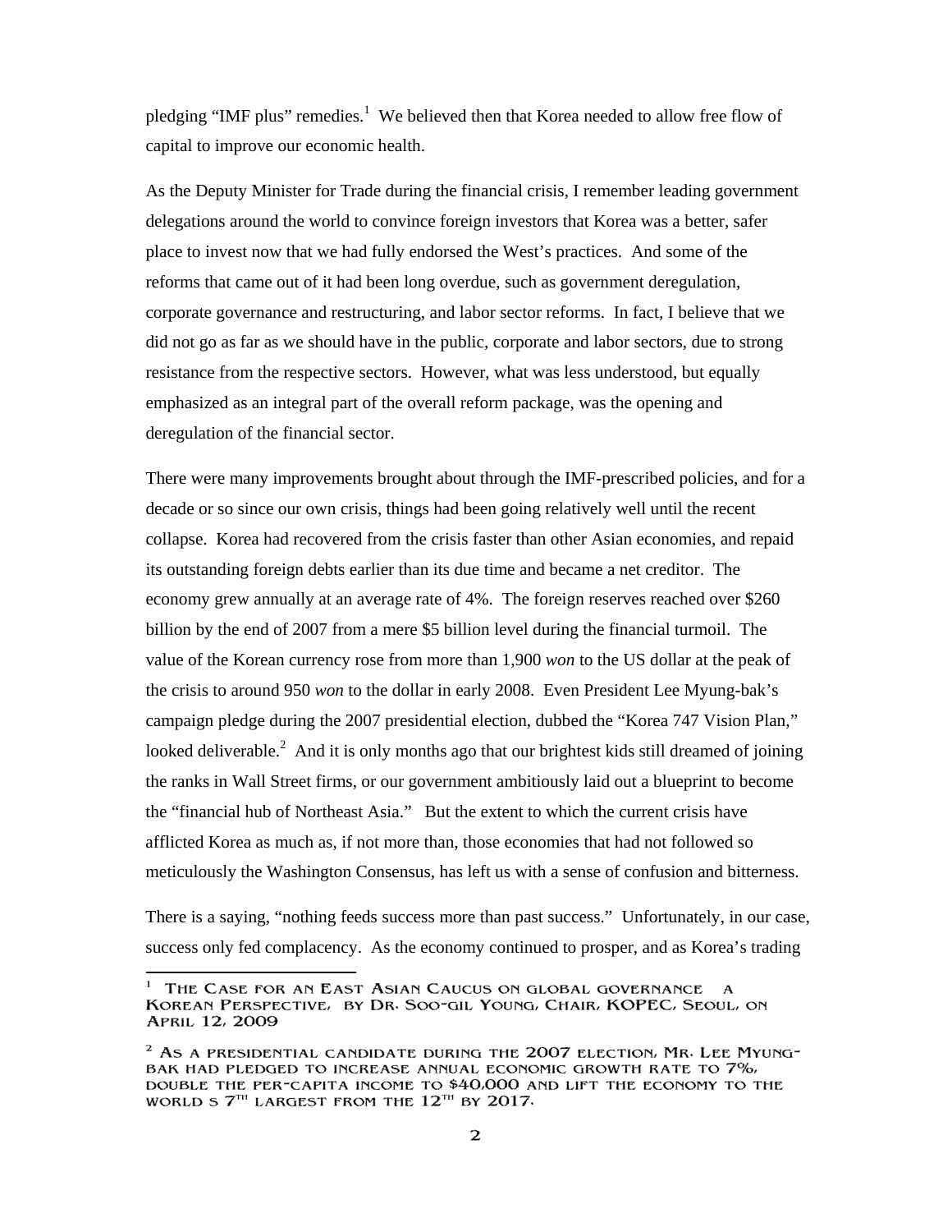pledging "IMF plus" remedies.[1] We believed then that Korea needed to allow free flow of capital to improve our economic health.

As the Deputy Minister for Trade during the financial crisis, I remember leading government delegations around the world to convince foreign investors that Korea was a better, safer place to invest now that we had fully endorsed the West's practices. And some of the reforms that came out of it had been long overdue, such as government deregulation, corporate governance and restructuring, and labor sector reforms. In fact, I believe that we did not go as far as we should have in the public, corporate and labor sectors, due to strong resistance from the respective sectors. However, what was less understood, but equally emphasized as an integral part of the overall reform package, was the opening and deregulation of the financial sector.

There were many improvements brought about through the IMF-prescribed policies, and for a decade or so since our own crisis, things had been going relatively well until the recent collapse. Korea had recovered from the crisis faster than other Asian economies, and repaid its outstanding foreign debts earlier than its due time and became a net creditor. The economy grew annually at an average rate of 4%. The foreign reserves reached over $260 billion by the end of 2007 from a mere $5 billion level during the financial turmoil. The value of the Korean currency rose from more than 1,900 *won* to the US dollar at the peak of the crisis to around 950 *won* to the dollar in early 2008. Even President Lee Myung-bak's campaign pledge during the 2007 presidential election, dubbed the "Korea 747 Vision Plan," looked deliverable.[2] And it is only months ago that our brightest kids still dreamed of joining the ranks in Wall Street firms, or our government ambitiously laid out a blueprint to become the "financial hub of Northeast Asia." But the extent to which the current crisis have afflicted Korea as much as, if not more than, those economies that had not followed so meticulously the Washington Consensus, has left us with a sense of confusion and bitterness.

There is a saying, "nothing feeds success more than past success." Unfortunately, in our case, success only fed complacency. As the economy continued to prosper, and as Korea's trading

---

[1] The Case for an East Asian Caucus on Global Governance A Korean Perspective, by Dr. Soo-gil Young, Chair, KOPEC, Seoul, on April 12, 2009

[2] As a presidential candidate during the 2007 election, Mr. Lee Myung-bak had pledged to increase annual economic growth rate to 7%, double the per-capita income to $40,000 and lift the economy to the world's 7th largest from the 12th by 2017.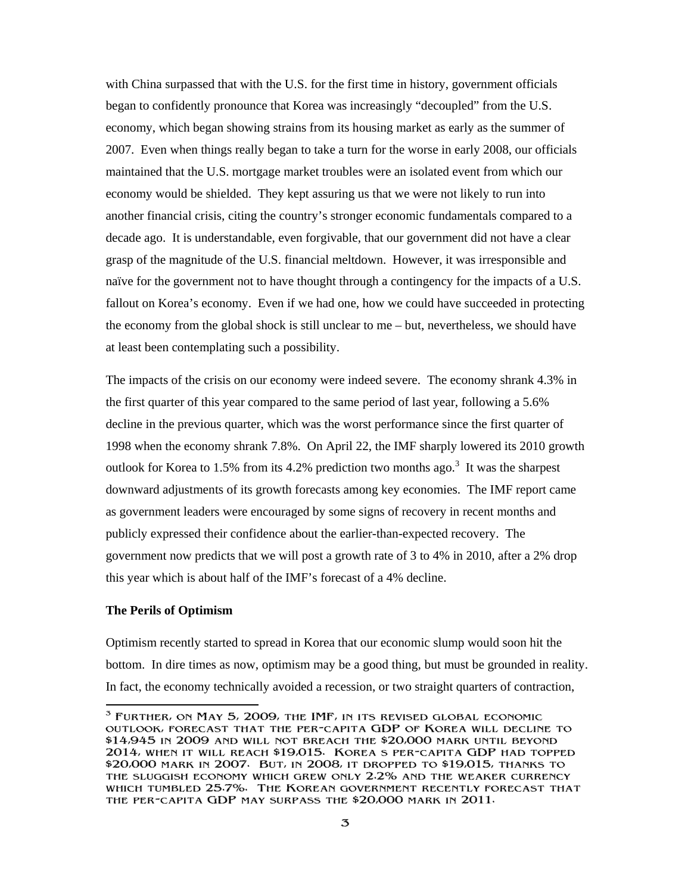with China surpassed that with the U.S. for the first time in history, government officials began to confidently pronounce that Korea was increasingly "decoupled" from the U.S. economy, which began showing strains from its housing market as early as the summer of 2007. Even when things really began to take a turn for the worse in early 2008, our officials maintained that the U.S. mortgage market troubles were an isolated event from which our economy would be shielded. They kept assuring us that we were not likely to run into another financial crisis, citing the country's stronger economic fundamentals compared to a decade ago. It is understandable, even forgivable, that our government did not have a clear grasp of the magnitude of the U.S. financial meltdown. However, it was irresponsible and naïve for the government not to have thought through a contingency for the impacts of a U.S. fallout on Korea's economy. Even if we had one, how we could have succeeded in protecting the economy from the global shock is still unclear to me – but, nevertheless, we should have at least been contemplating such a possibility.

The impacts of the crisis on our economy were indeed severe. The economy shrank 4.3% in the first quarter of this year compared to the same period of last year, following a 5.6% decline in the previous quarter, which was the worst performance since the first quarter of 1998 when the economy shrank 7.8%. On April 22, the IMF sharply lowered its 2010 growth outlook for Korea to 1.5% from its 4.2% prediction two months ago.[3] It was the sharpest downward adjustments of its growth forecasts among key economies. The IMF report came as government leaders were encouraged by some signs of recovery in recent months and publicly expressed their confidence about the earlier-than-expected recovery. The government now predicts that we will post a growth rate of 3 to 4% in 2010, after a 2% drop this year which is about half of the IMF's forecast of a 4% decline.

**The Perils of Optimism**

Optimism recently started to spread in Korea that our economic slump would soon hit the bottom. In dire times as now, optimism may be a good thing, but must be grounded in reality. In fact, the economy technically avoided a recession, or two straight quarters of contraction,

[3] Further, on May 5, 2009, the IMF, in its revised global economic outlook, forecast that the per-capita GDP of Korea will decline to $14,945 in 2009 and will not breach the $20,000 mark until beyond 2014, when it will reach $19,015. Korea s per-capita GDP had topped $20,000 mark in 2007. But, in 2008, it dropped to $19,015, thanks to the sluggish economy which grew only 2.2% and the weaker currency which tumbled 25.7%. The Korean government recently forecast that the per-capita GDP may surpass the $20,000 mark in 2011.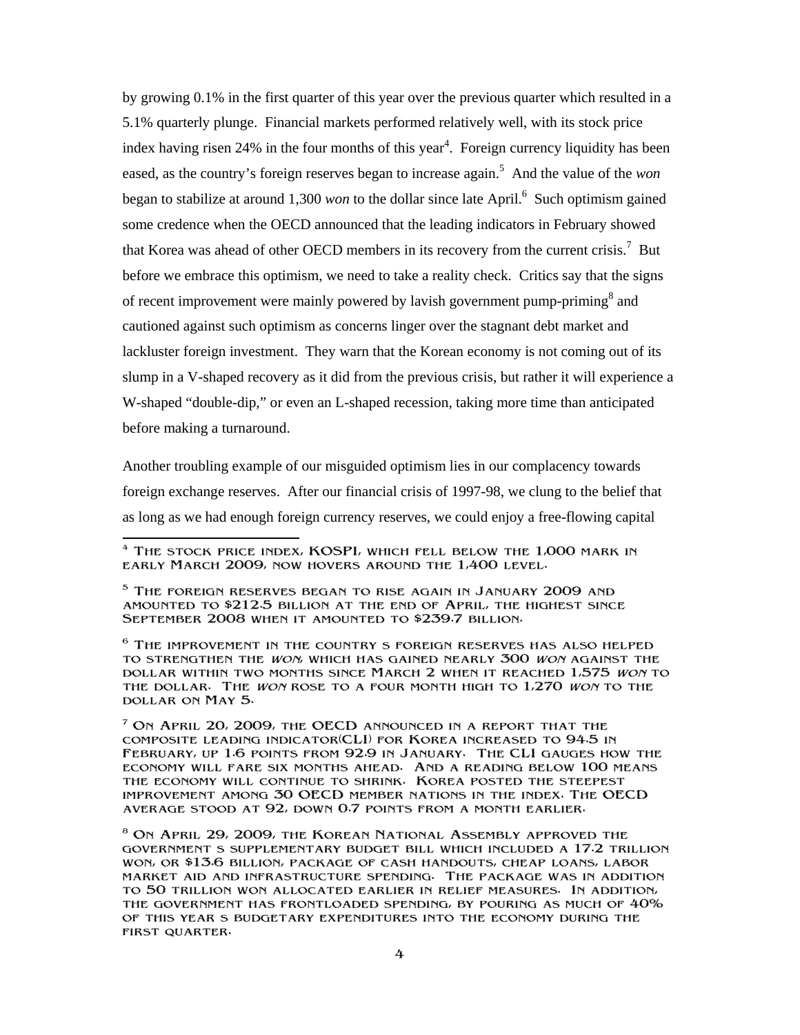by growing 0.1% in the first quarter of this year over the previous quarter which resulted in a 5.1% quarterly plunge. Financial markets performed relatively well, with its stock price index having risen 24% in the four months of this year[4]. Foreign currency liquidity has been eased, as the country's foreign reserves began to increase again.[5] And the value of the *won* began to stabilize at around 1,300 *won* to the dollar since late April.[6] Such optimism gained some credence when the OECD announced that the leading indicators in February showed that Korea was ahead of other OECD members in its recovery from the current crisis.[7] But before we embrace this optimism, we need to take a reality check. Critics say that the signs of recent improvement were mainly powered by lavish government pump-priming[8] and cautioned against such optimism as concerns linger over the stagnant debt market and lackluster foreign investment. They warn that the Korean economy is not coming out of its slump in a V-shaped recovery as it did from the previous crisis, but rather it will experience a W-shaped "double-dip," or even an L-shaped recession, taking more time than anticipated before making a turnaround.

Another troubling example of our misguided optimism lies in our complacency towards foreign exchange reserves. After our financial crisis of 1997-98, we clung to the belief that as long as we had enough foreign currency reserves, we could enjoy a free-flowing capital

---

[4] The stock price index, KOSPI, which fell below the 1,000 mark in early March 2009, now hovers around the 1,400 level.

[5] The foreign reserves began to rise again in January 2009 and amounted to $212.5 billion at the end of April, the highest since September 2008 when it amounted to $239.7 billion.

[6] The improvement in the country s foreign reserves has also helped to strengthen the *won*, which has gained nearly 300 *won* against the dollar within two months since March 2 when it reached 1,575 *won* to the dollar. The *won* rose to a four month high to 1,270 *won* to the dollar on May 5.

[7] On April 20, 2009, the OECD announced in a report that the composite leading indicator(CLI) for Korea increased to 94.5 in February, up 1.6 points from 92.9 in January. The CLI gauges how the economy will fare six months ahead. And a reading below 100 means the economy will continue to shrink. Korea posted the steepest improvement among 30 OECD member nations in the index. The OECD average stood at 92, down 0.7 points from a month earlier.

[8] On April 29, 2009, the Korean National Assembly approved the government s supplementary budget bill which included a 17.2 trillion won, or $13.6 billion, package of cash handouts, cheap loans, labor market aid and infrastructure spending. The package was in addition to 50 trillion won allocated earlier in relief measures. In addition, the government has frontloaded spending, by pouring as much of 40% of this year s budgetary expenditures into the economy during the first quarter.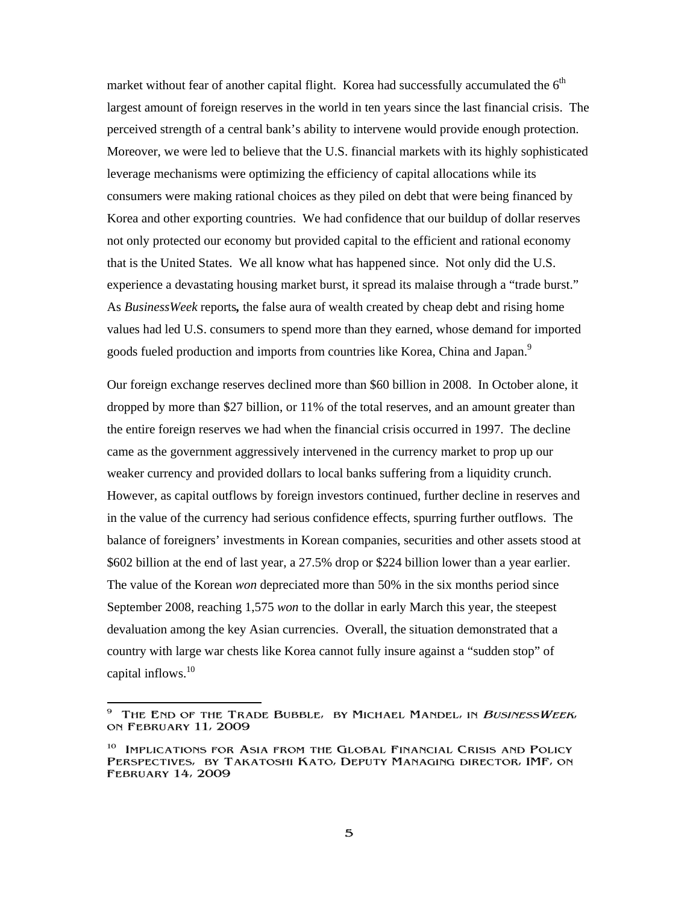market without fear of another capital flight. Korea had successfully accumulated the 6th largest amount of foreign reserves in the world in ten years since the last financial crisis. The perceived strength of a central bank's ability to intervene would provide enough protection. Moreover, we were led to believe that the U.S. financial markets with its highly sophisticated leverage mechanisms were optimizing the efficiency of capital allocations while its consumers were making rational choices as they piled on debt that were being financed by Korea and other exporting countries. We had confidence that our buildup of dollar reserves not only protected our economy but provided capital to the efficient and rational economy that is the United States. We all know what has happened since. Not only did the U.S. experience a devastating housing market burst, it spread its malaise through a "trade burst." As *BusinessWeek* reports**,** the false aura of wealth created by cheap debt and rising home values had led U.S. consumers to spend more than they earned, whose demand for imported goods fueled production and imports from countries like Korea, China and Japan.[9]

Our foreign exchange reserves declined more than $60 billion in 2008. In October alone, it dropped by more than $27 billion, or 11% of the total reserves, and an amount greater than the entire foreign reserves we had when the financial crisis occurred in 1997. The decline came as the government aggressively intervened in the currency market to prop up our weaker currency and provided dollars to local banks suffering from a liquidity crunch. However, as capital outflows by foreign investors continued, further decline in reserves and in the value of the currency had serious confidence effects, spurring further outflows. The balance of foreigners' investments in Korean companies, securities and other assets stood at $602 billion at the end of last year, a 27.5% drop or $224 billion lower than a year earlier. The value of the Korean *won* depreciated more than 50% in the six months period since September 2008, reaching 1,575 *won* to the dollar in early March this year, the steepest devaluation among the key Asian currencies. Overall, the situation demonstrated that a country with large war chests like Korea cannot fully insure against a "sudden stop" of capital inflows.[10]

---

[9] The End of the Trade Bubble, by Michael Mandel, in *BusinessWeek*, on February 11, 2009

[10] Implications for Asia from the Global Financial Crisis and Policy Perspectives, by Takatoshi Kato, Deputy Managing director, IMF, on February 14, 2009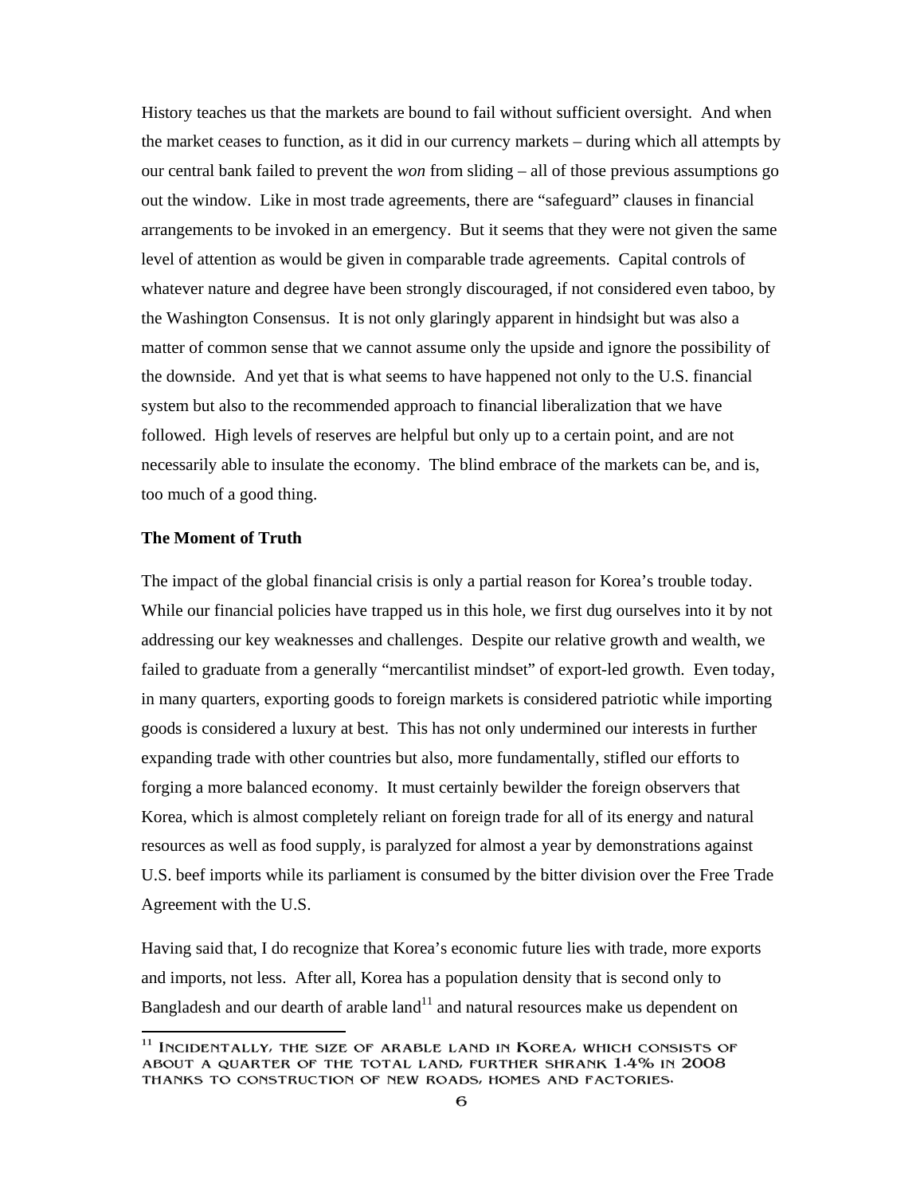History teaches us that the markets are bound to fail without sufficient oversight. And when the market ceases to function, as it did in our currency markets – during which all attempts by our central bank failed to prevent the *won* from sliding – all of those previous assumptions go out the window. Like in most trade agreements, there are "safeguard" clauses in financial arrangements to be invoked in an emergency. But it seems that they were not given the same level of attention as would be given in comparable trade agreements. Capital controls of whatever nature and degree have been strongly discouraged, if not considered even taboo, by the Washington Consensus. It is not only glaringly apparent in hindsight but was also a matter of common sense that we cannot assume only the upside and ignore the possibility of the downside. And yet that is what seems to have happened not only to the U.S. financial system but also to the recommended approach to financial liberalization that we have followed. High levels of reserves are helpful but only up to a certain point, and are not necessarily able to insulate the economy. The blind embrace of the markets can be, and is, too much of a good thing.

**The Moment of Truth**

The impact of the global financial crisis is only a partial reason for Korea's trouble today. While our financial policies have trapped us in this hole, we first dug ourselves into it by not addressing our key weaknesses and challenges. Despite our relative growth and wealth, we failed to graduate from a generally "mercantilist mindset" of export-led growth. Even today, in many quarters, exporting goods to foreign markets is considered patriotic while importing goods is considered a luxury at best. This has not only undermined our interests in further expanding trade with other countries but also, more fundamentally, stifled our efforts to forging a more balanced economy. It must certainly bewilder the foreign observers that Korea, which is almost completely reliant on foreign trade for all of its energy and natural resources as well as food supply, is paralyzed for almost a year by demonstrations against U.S. beef imports while its parliament is consumed by the bitter division over the Free Trade Agreement with the U.S.

Having said that, I do recognize that Korea's economic future lies with trade, more exports and imports, not less. After all, Korea has a population density that is second only to Bangladesh and our dearth of arable land[11] and natural resources make us dependent on

[11] Incidentally, the size of arable land in Korea, which consists of about a quarter of the total land, further shrank 1.4% in 2008 thanks to construction of new roads, homes and factories.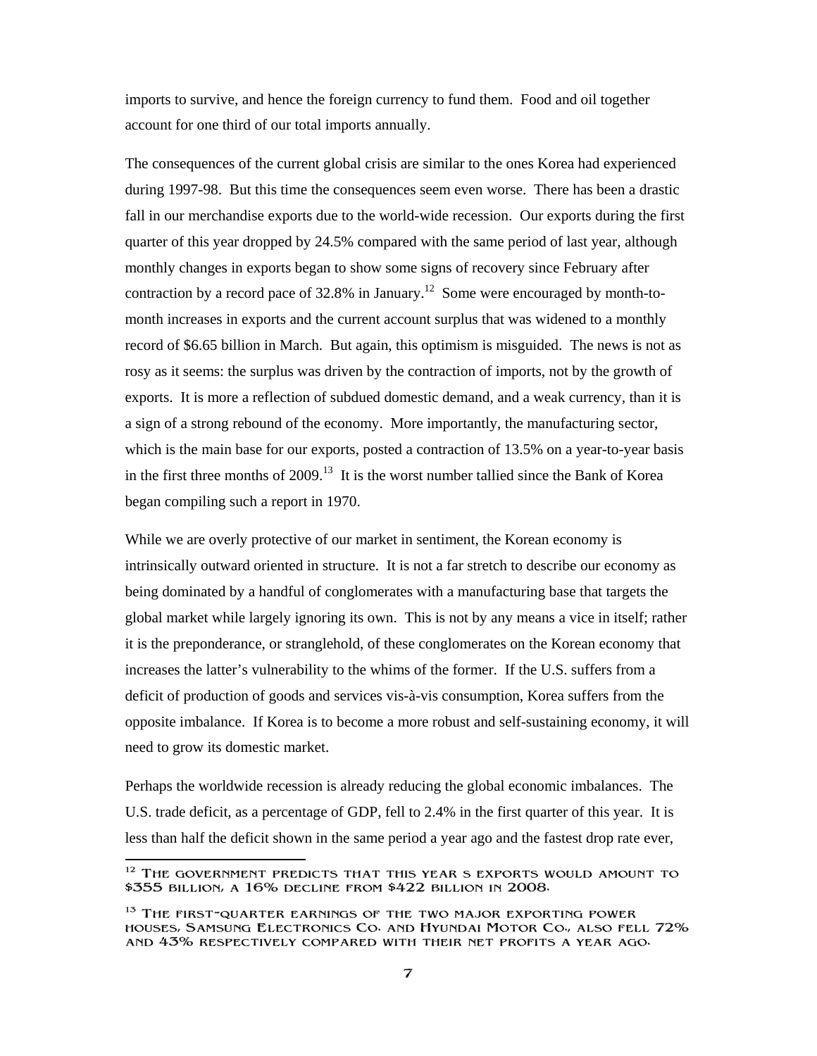imports to survive, and hence the foreign currency to fund them. Food and oil together account for one third of our total imports annually.

The consequences of the current global crisis are similar to the ones Korea had experienced during 1997-98. But this time the consequences seem even worse. There has been a drastic fall in our merchandise exports due to the world-wide recession. Our exports during the first quarter of this year dropped by 24.5% compared with the same period of last year, although monthly changes in exports began to show some signs of recovery since February after contraction by a record pace of 32.8% in January.[12] Some were encouraged by month-to-month increases in exports and the current account surplus that was widened to a monthly record of $6.65 billion in March. But again, this optimism is misguided. The news is not as rosy as it seems: the surplus was driven by the contraction of imports, not by the growth of exports. It is more a reflection of subdued domestic demand, and a weak currency, than it is a sign of a strong rebound of the economy. More importantly, the manufacturing sector, which is the main base for our exports, posted a contraction of 13.5% on a year-to-year basis in the first three months of 2009.[13] It is the worst number tallied since the Bank of Korea began compiling such a report in 1970.

While we are overly protective of our market in sentiment, the Korean economy is intrinsically outward oriented in structure. It is not a far stretch to describe our economy as being dominated by a handful of conglomerates with a manufacturing base that targets the global market while largely ignoring its own. This is not by any means a vice in itself; rather it is the preponderance, or stranglehold, of these conglomerates on the Korean economy that increases the latter's vulnerability to the whims of the former. If the U.S. suffers from a deficit of production of goods and services vis-à-vis consumption, Korea suffers from the opposite imbalance. If Korea is to become a more robust and self-sustaining economy, it will need to grow its domestic market.

Perhaps the worldwide recession is already reducing the global economic imbalances. The U.S. trade deficit, as a percentage of GDP, fell to 2.4% in the first quarter of this year. It is less than half the deficit shown in the same period a year ago and the fastest drop rate ever,

---

[12] The government predicts that this year s exports would amount to $355 billion, a 16% decline from $422 billion in 2008.

[13] The first-quarter earnings of the two major exporting power houses, Samsung Electronics Co. and Hyundai Motor Co., also fell 72% and 43% respectively compared with their net profits a year ago.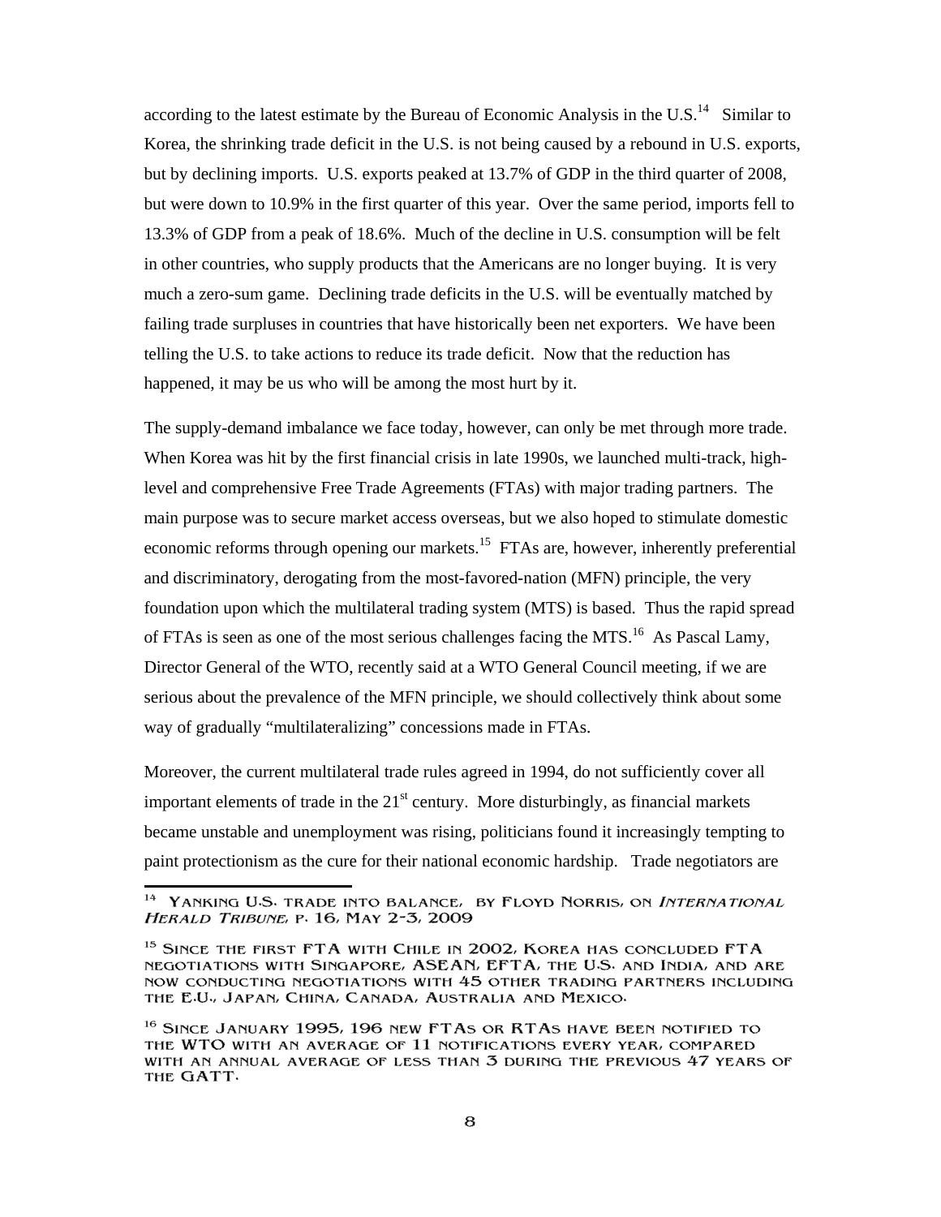according to the latest estimate by the Bureau of Economic Analysis in the U.S.[14] Similar to Korea, the shrinking trade deficit in the U.S. is not being caused by a rebound in U.S. exports, but by declining imports. U.S. exports peaked at 13.7% of GDP in the third quarter of 2008, but were down to 10.9% in the first quarter of this year. Over the same period, imports fell to 13.3% of GDP from a peak of 18.6%. Much of the decline in U.S. consumption will be felt in other countries, who supply products that the Americans are no longer buying. It is very much a zero-sum game. Declining trade deficits in the U.S. will be eventually matched by failing trade surpluses in countries that have historically been net exporters. We have been telling the U.S. to take actions to reduce its trade deficit. Now that the reduction has happened, it may be us who will be among the most hurt by it.

The supply-demand imbalance we face today, however, can only be met through more trade. When Korea was hit by the first financial crisis in late 1990s, we launched multi-track, high-level and comprehensive Free Trade Agreements (FTAs) with major trading partners. The main purpose was to secure market access overseas, but we also hoped to stimulate domestic economic reforms through opening our markets.[15] FTAs are, however, inherently preferential and discriminatory, derogating from the most-favored-nation (MFN) principle, the very foundation upon which the multilateral trading system (MTS) is based. Thus the rapid spread of FTAs is seen as one of the most serious challenges facing the MTS.[16] As Pascal Lamy, Director General of the WTO, recently said at a WTO General Council meeting, if we are serious about the prevalence of the MFN principle, we should collectively think about some way of gradually "multilateralizing" concessions made in FTAs.

Moreover, the current multilateral trade rules agreed in 1994, do not sufficiently cover all important elements of trade in the 21st century. More disturbingly, as financial markets became unstable and unemployment was rising, politicians found it increasingly tempting to paint protectionism as the cure for their national economic hardship. Trade negotiators are

---

[14] Yanking U.S. trade into balance, by Floyd Norris, on *International Herald Tribune*, p. 16, May 2-3, 2009

[15] Since the first FTA with Chile in 2002, Korea has concluded FTA negotiations with Singapore, ASEAN, EFTA, the U.S. and India, and are now conducting negotiations with 45 other trading partners including the E.U., Japan, China, Canada, Australia and Mexico.

[16] Since January 1995, 196 new FTAs or RTAs have been notified to the WTO with an average of 11 notifications every year, compared with an annual average of less than 3 during the previous 47 years of the GATT.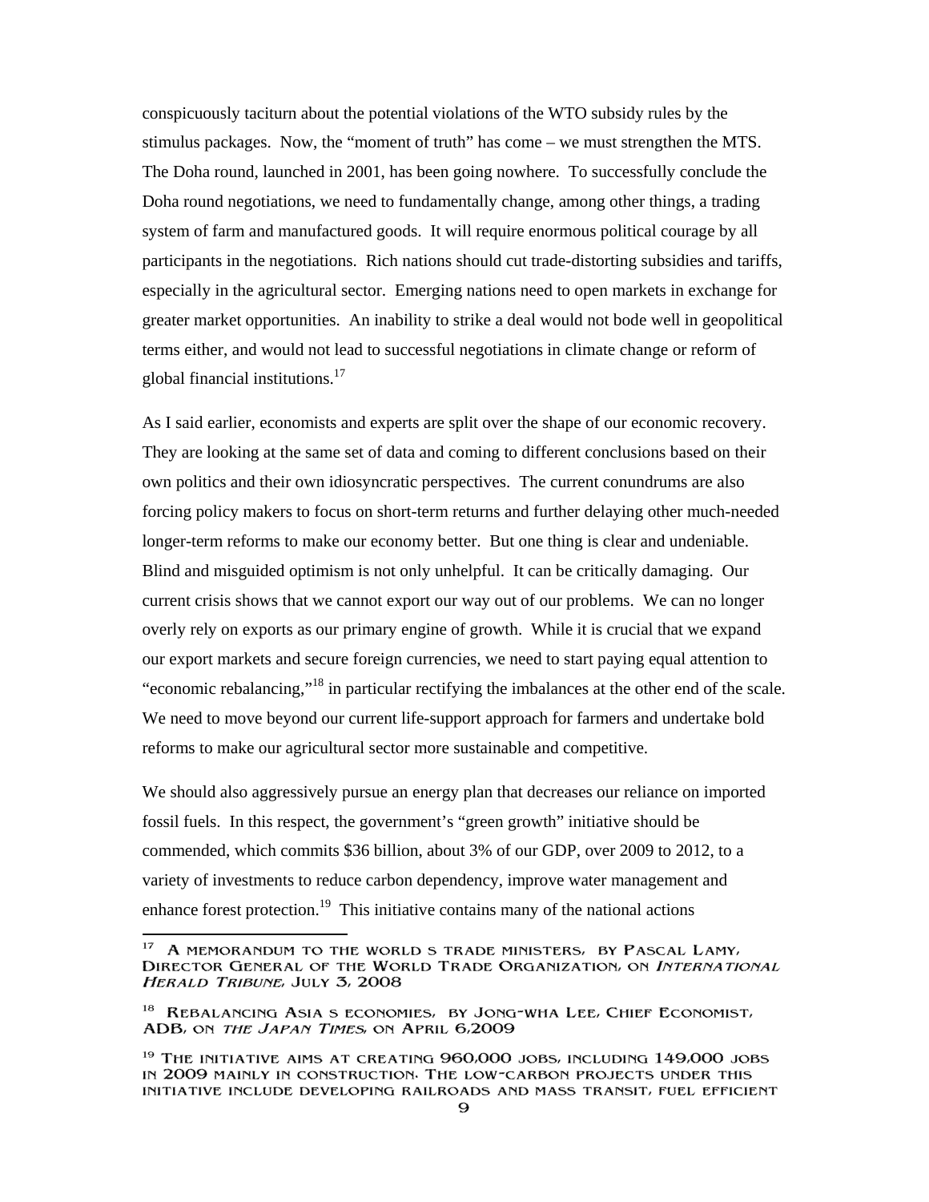conspicuously taciturn about the potential violations of the WTO subsidy rules by the stimulus packages. Now, the "moment of truth" has come – we must strengthen the MTS. The Doha round, launched in 2001, has been going nowhere. To successfully conclude the Doha round negotiations, we need to fundamentally change, among other things, a trading system of farm and manufactured goods. It will require enormous political courage by all participants in the negotiations. Rich nations should cut trade-distorting subsidies and tariffs, especially in the agricultural sector. Emerging nations need to open markets in exchange for greater market opportunities. An inability to strike a deal would not bode well in geopolitical terms either, and would not lead to successful negotiations in climate change or reform of global financial institutions.[17]

As I said earlier, economists and experts are split over the shape of our economic recovery. They are looking at the same set of data and coming to different conclusions based on their own politics and their own idiosyncratic perspectives. The current conundrums are also forcing policy makers to focus on short-term returns and further delaying other much-needed longer-term reforms to make our economy better. But one thing is clear and undeniable. Blind and misguided optimism is not only unhelpful. It can be critically damaging. Our current crisis shows that we cannot export our way out of our problems. We can no longer overly rely on exports as our primary engine of growth. While it is crucial that we expand our export markets and secure foreign currencies, we need to start paying equal attention to "economic rebalancing,"[18] in particular rectifying the imbalances at the other end of the scale. We need to move beyond our current life-support approach for farmers and undertake bold reforms to make our agricultural sector more sustainable and competitive.

We should also aggressively pursue an energy plan that decreases our reliance on imported fossil fuels. In this respect, the government's "green growth" initiative should be commended, which commits $36 billion, about 3% of our GDP, over 2009 to 2012, to a variety of investments to reduce carbon dependency, improve water management and enhance forest protection.[19] This initiative contains many of the national actions

---

[17] A memorandum to the world s trade ministers, by Pascal Lamy, Director General of the World Trade Organization, on *International Herald Tribune*, July 3, 2008

[18] Rebalancing Asia s economies, by Jong-wha Lee, Chief Economist, ADB, on *The Japan Times*, on April 6,2009

[19] The initiative aims at creating 960,000 jobs, including 149,000 jobs in 2009 mainly in construction. The low-carbon projects under this initiative include developing railroads and mass transit, fuel efficient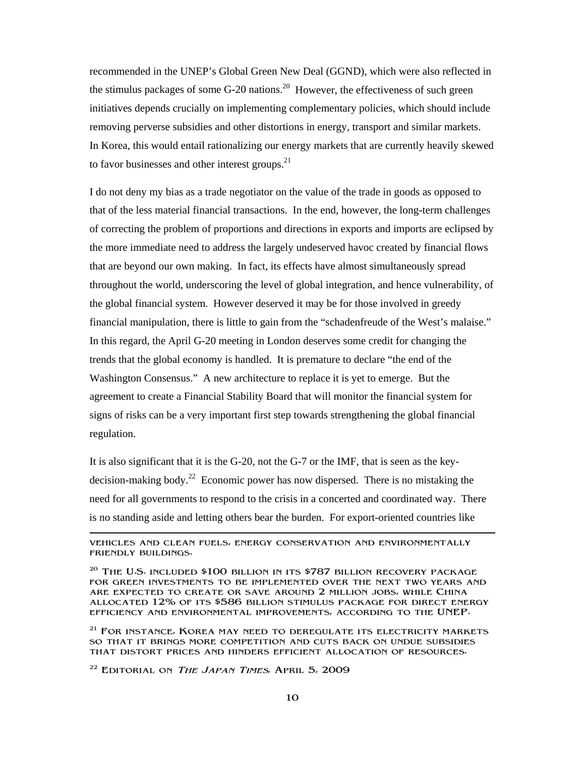recommended in the UNEP's Global Green New Deal (GGND), which were also reflected in the stimulus packages of some G-20 nations.[20] However, the effectiveness of such green initiatives depends crucially on implementing complementary policies, which should include removing perverse subsidies and other distortions in energy, transport and similar markets. In Korea, this would entail rationalizing our energy markets that are currently heavily skewed to favor businesses and other interest groups.[21]

I do not deny my bias as a trade negotiator on the value of the trade in goods as opposed to that of the less material financial transactions. In the end, however, the long-term challenges of correcting the problem of proportions and directions in exports and imports are eclipsed by the more immediate need to address the largely undeserved havoc created by financial flows that are beyond our own making. In fact, its effects have almost simultaneously spread throughout the world, underscoring the level of global integration, and hence vulnerability, of the global financial system. However deserved it may be for those involved in greedy financial manipulation, there is little to gain from the "schadenfreude of the West's malaise." In this regard, the April G-20 meeting in London deserves some credit for changing the trends that the global economy is handled. It is premature to declare "the end of the Washington Consensus." A new architecture to replace it is yet to emerge. But the agreement to create a Financial Stability Board that will monitor the financial system for signs of risks can be a very important first step towards strengthening the global financial regulation.

It is also significant that it is the G-20, not the G-7 or the IMF, that is seen as the key-decision-making body.[22] Economic power has now dispersed. There is no mistaking the need for all governments to respond to the crisis in a concerted and coordinated way. There is no standing aside and letting others bear the burden. For export-oriented countries like

---

vehicles and clean fuels, energy conservation and environmentally friendly buildings.

[20] The U.S. included $100 billion in its $787 billion recovery package for green investments to be implemented over the next two years and are expected to create or save around 2 million jobs, while China allocated 12% of its $586 billion stimulus package for direct energy efficiency and environmental improvements, according to the UNEP.

[21] For instance, Korea may need to deregulate its electricity markets so that it brings more competition and cuts back on undue subsidies that distort prices and hinders efficient allocation of resources.

[22] Editorial on *The Japan Times*, April 5, 2009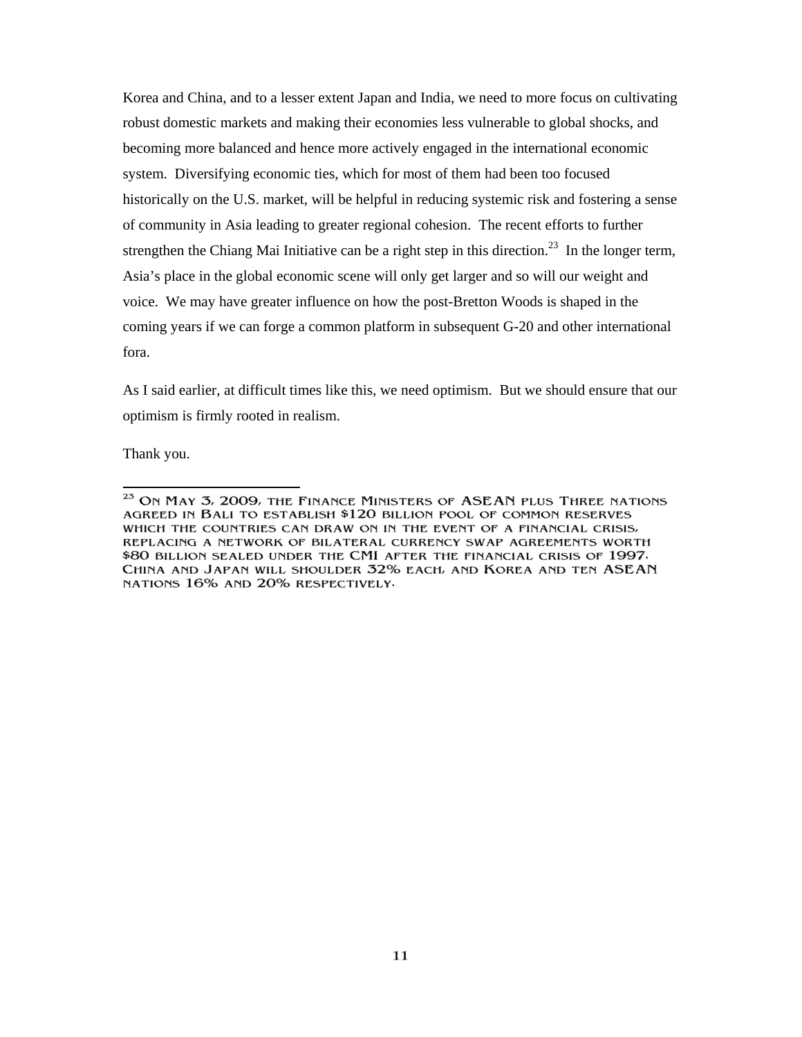Korea and China, and to a lesser extent Japan and India, we need to more focus on cultivating robust domestic markets and making their economies less vulnerable to global shocks, and becoming more balanced and hence more actively engaged in the international economic system. Diversifying economic ties, which for most of them had been too focused historically on the U.S. market, will be helpful in reducing systemic risk and fostering a sense of community in Asia leading to greater regional cohesion. The recent efforts to further strengthen the Chiang Mai Initiative can be a right step in this direction.[23] In the longer term, Asia's place in the global economic scene will only get larger and so will our weight and voice. We may have greater influence on how the post-Bretton Woods is shaped in the coming years if we can forge a common platform in subsequent G-20 and other international fora.

As I said earlier, at difficult times like this, we need optimism. But we should ensure that our optimism is firmly rooted in realism.

Thank you.

---

[23] On May 3, 2009, the Finance Ministers of ASEAN plus Three nations agreed in Bali to establish $120 billion pool of common reserves which the countries can draw on in the event of a financial crisis, replacing a network of bilateral currency swap agreements worth $80 billion sealed under the CMI after the financial crisis of 1997. China and Japan will shoulder 32% each, and Korea and ten ASEAN nations 16% and 20% respectively.